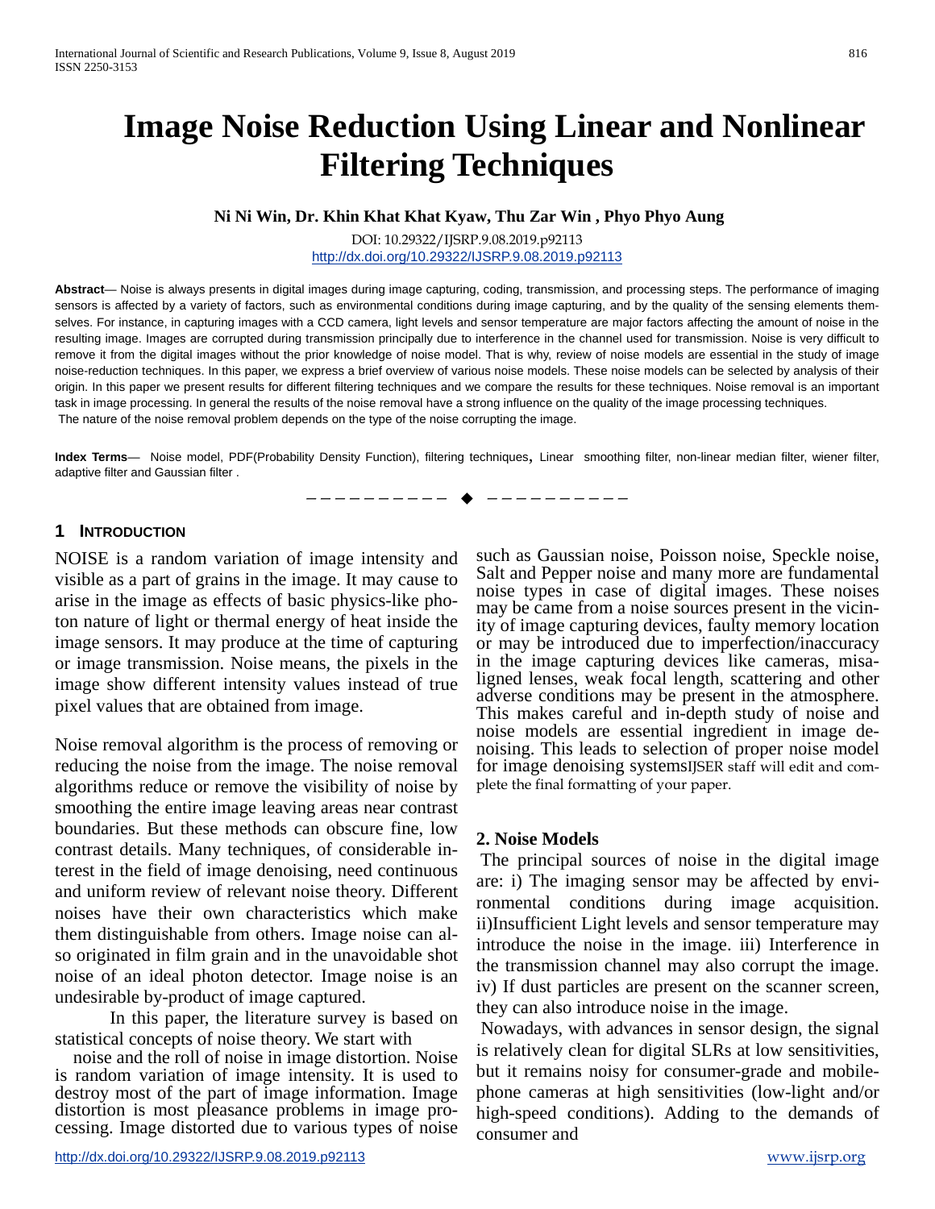# Image Noise Reduction Using Linear and Nonlinear Filtering Techniques

**Ni Ni Win, Dr. Khin Khat Khat Kyaw, Thu Zar Win , Phyo Phyo Aung**

DOI: 10.29322/IJSRP.9.08.2019.p92113
http://dx.doi.org/10.29322/IJSRP.9.08.2019.p92113

**Abstract**— Noise is always presents in digital images during image capturing, coding, transmission, and processing steps. The performance of imaging sensors is affected by a variety of factors, such as environmental conditions during image capturing, and by the quality of the sensing elements themselves. For instance, in capturing images with a CCD camera, light levels and sensor temperature are major factors affecting the amount of noise in the resulting image. Images are corrupted during transmission principally due to interference in the channel used for transmission. Noise is very difficult to remove it from the digital images without the prior knowledge of noise model. That is why, review of noise models are essential in the study of image noise-reduction techniques. In this paper, we express a brief overview of various noise models. These noise models can be selected by analysis of their origin. In this paper we present results for different filtering techniques and we compare the results for these techniques. Noise removal is an important task in image processing. In general the results of the noise removal have a strong influence on the quality of the image processing techniques.
The nature of the noise removal problem depends on the type of the noise corrupting the image.

**Index Terms**— Noise model, PDF(Probability Density Function), filtering techniques, Linear smoothing filter, non-linear median filter, wiener filter, adaptive filter and Gaussian filter .

## 1 INTRODUCTION

NOISE is a random variation of image intensity and visible as a part of grains in the image. It may cause to arise in the image as effects of basic physics-like photon nature of light or thermal energy of heat inside the image sensors. It may produce at the time of capturing or image transmission. Noise means, the pixels in the image show different intensity values instead of true pixel values that are obtained from image.

Noise removal algorithm is the process of removing or reducing the noise from the image. The noise removal algorithms reduce or remove the visibility of noise by smoothing the entire image leaving areas near contrast boundaries. But these methods can obscure fine, low contrast details. Many techniques, of considerable interest in the field of image denoising, need continuous and uniform review of relevant noise theory. Different noises have their own characteristics which make them distinguishable from others. Image noise can also originated in film grain and in the unavoidable shot noise of an ideal photon detector. Image noise is an undesirable by-product of image captured.

In this paper, the literature survey is based on statistical concepts of noise theory. We start with noise and the roll of noise in image distortion. Noise is random variation of image intensity. It is used to destroy most of the part of image information. Image distortion is most pleasance problems in image processing. Image distorted due to various types of noise such as Gaussian noise, Poisson noise, Speckle noise, Salt and Pepper noise and many more are fundamental noise types in case of digital images. These noises may be came from a noise sources present in the vicinity of image capturing devices, faulty memory location or may be introduced due to imperfection/inaccuracy in the image capturing devices like cameras, misaligned lenses, weak focal length, scattering and other adverse conditions may be present in the atmosphere. This makes careful and in-depth study of noise and noise models are essential ingredient in image denoising. This leads to selection of proper noise model for image denoising systemsIJSER staff will edit and complete the final formatting of your paper.

## 2. Noise Models

The principal sources of noise in the digital image are: i) The imaging sensor may be affected by environmental conditions during image acquisition. ii)Insufficient Light levels and sensor temperature may introduce the noise in the image. iii) Interference in the transmission channel may also corrupt the image. iv) If dust particles are present on the scanner screen, they can also introduce noise in the image.

Nowadays, with advances in sensor design, the signal is relatively clean for digital SLRs at low sensitivities, but it remains noisy for consumer-grade and mobile-phone cameras at high sensitivities (low-light and/or high-speed conditions). Adding to the demands of consumer and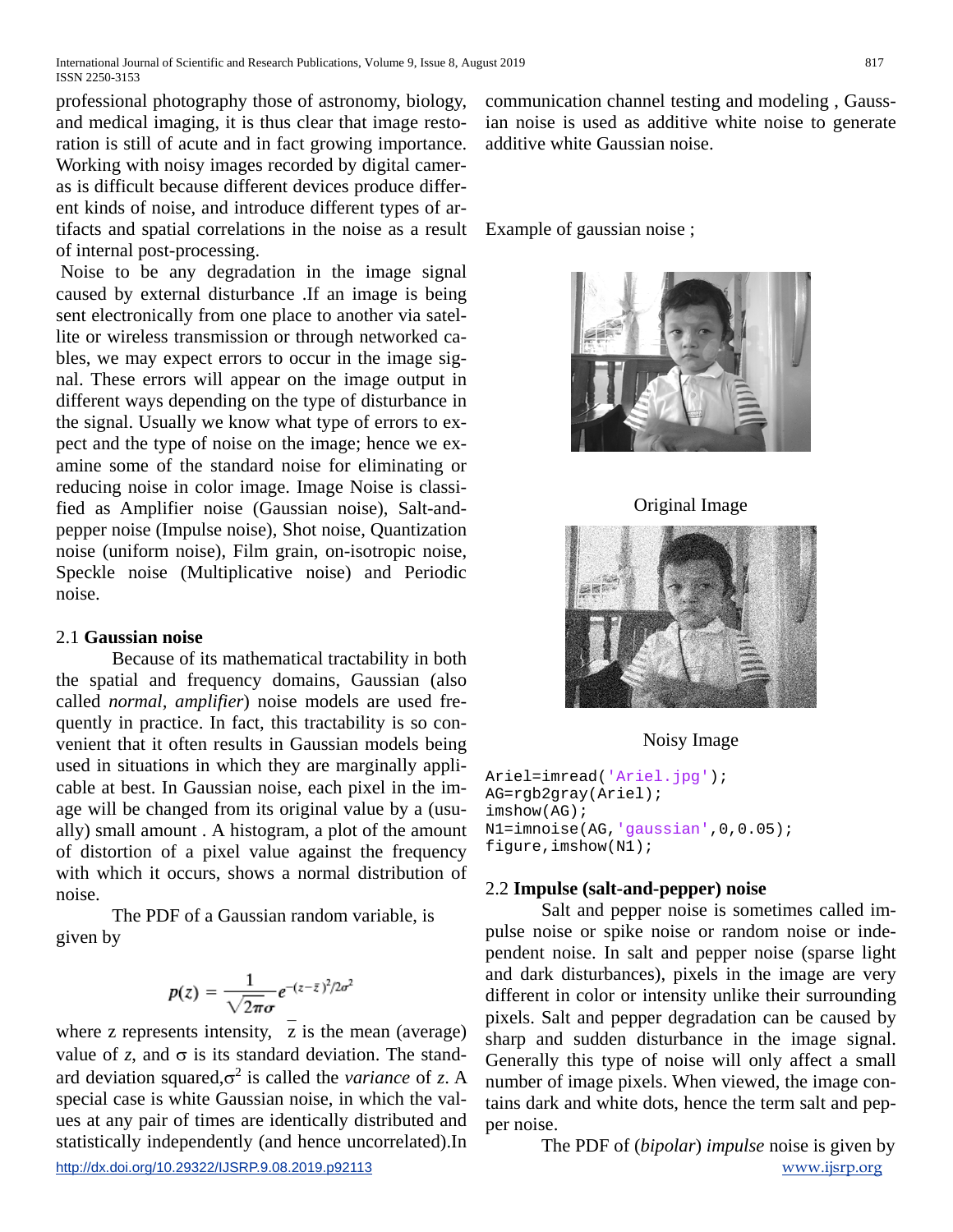professional photography those of astronomy, biology, and medical imaging, it is thus clear that image restoration is still of acute and in fact growing importance. Working with noisy images recorded by digital cameras is difficult because different devices produce different kinds of noise, and introduce different types of artifacts and spatial correlations in the noise as a result of internal post-processing.

Noise to be any degradation in the image signal caused by external disturbance .If an image is being sent electronically from one place to another via satellite or wireless transmission or through networked cables, we may expect errors to occur in the image signal. These errors will appear on the image output in different ways depending on the type of disturbance in the signal. Usually we know what type of errors to expect and the type of noise on the image; hence we examine some of the standard noise for eliminating or reducing noise in color image. Image Noise is classified as Amplifier noise (Gaussian noise), Salt-and-pepper noise (Impulse noise), Shot noise, Quantization noise (uniform noise), Film grain, on-isotropic noise, Speckle noise (Multiplicative noise) and Periodic noise.

### 2.1 **Gaussian noise**

Because of its mathematical tractability in both the spatial and frequency domains, Gaussian (also called *normal*, *amplifier*) noise models are used frequently in practice. In fact, this tractability is so convenient that it often results in Gaussian models being used in situations in which they are marginally applicable at best. In Gaussian noise, each pixel in the image will be changed from its original value by a (usually) small amount . A histogram, a plot of the amount of distortion of a pixel value against the frequency with which it occurs, shows a normal distribution of noise.

The PDF of a Gaussian random variable, is given by

$$p(z) = \frac{1}{\sqrt{2\pi}\sigma} e^{-(z-\bar{z})^2/2\sigma^2}$$

where z represents intensity, $\bar{z}$ is the mean (average) value of *z*, and $\sigma$ is its standard deviation. The standard deviation squared,$\sigma^2$ is called the *variance* of *z*. A special case is white Gaussian noise, in which the values at any pair of times are identically distributed and statistically independently (and hence uncorrelated).In communication channel testing and modeling , Gaussian noise is used as additive white noise to generate additive white Gaussian noise.

Example of gaussian noise ;

Original Image

Noisy Image

```
Ariel=imread('Ariel.jpg');
AG=rgb2gray(Ariel);
imshow(AG);
N1=imnoise(AG,'gaussian',0,0.05);
figure,imshow(N1);
```

### 2.2 **Impulse (salt-and-pepper) noise**

Salt and pepper noise is sometimes called impulse noise or spike noise or random noise or independent noise. In salt and pepper noise (sparse light and dark disturbances), pixels in the image are very different in color or intensity unlike their surrounding pixels. Salt and pepper degradation can be caused by sharp and sudden disturbance in the image signal. Generally this type of noise will only affect a small number of image pixels. When viewed, the image contains dark and white dots, hence the term salt and pepper noise.

The PDF of (*bipolar*) *impulse* noise is given by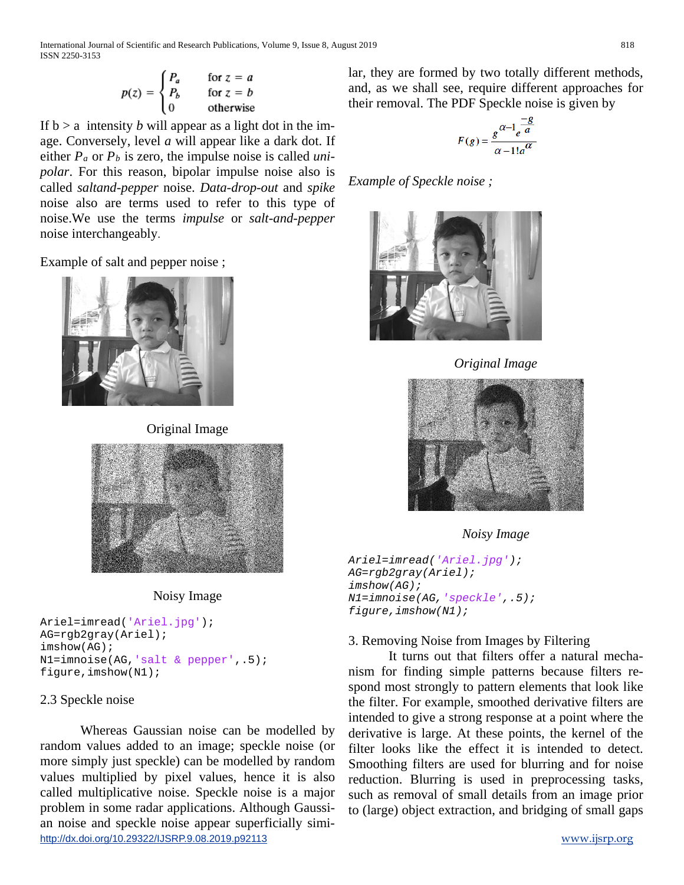$$p(z) = \begin{cases} P_a & \text{for } z = a \\ P_b & \text{for } z = b \\ 0 & \text{otherwise} \end{cases}$$

If b > a intensity *b* will appear as a light dot in the image. Conversely, level *a* will appear like a dark dot. If either $P_a$ or $P_b$ is zero, the impulse noise is called *unipolar*. For this reason, bipolar impulse noise also is called *saltand-pepper* noise. *Data-drop-out* and *spike* noise also are terms used to refer to this type of noise.We use the terms *impulse* or *salt-and-pepper* noise interchangeably.

Example of salt and pepper noise ;

Original Image

Noisy Image

```
Ariel=imread('Ariel.jpg');
AG=rgb2gray(Ariel);
imshow(AG);
N1=imnoise(AG,'salt & pepper',.5);
figure,imshow(N1);
```

### 2.3 Speckle noise

Whereas Gaussian noise can be modelled by random values added to an image; speckle noise (or more simply just speckle) can be modelled by random values multiplied by pixel values, hence it is also called multiplicative noise. Speckle noise is a major problem in some radar applications. Although Gaussian noise and speckle noise appear superficially similar, they are formed by two totally different methods, and, as we shall see, require different approaches for their removal. The PDF Speckle noise is given by

$$F(g) = \frac{g^{\alpha-1} e^{\frac{-g}{a}}}{\alpha - 1! a^{\alpha}}$$

*Example of Speckle noise ;*

*Original Image*

*Noisy Image*

```
Ariel=imread('Ariel.jpg');
AG=rgb2gray(Ariel);
imshow(AG);
N1=imnoise(AG,'speckle',.5);
figure,imshow(N1);
```

## 3. Removing Noise from Images by Filtering

It turns out that filters offer a natural mechanism for finding simple patterns because filters respond most strongly to pattern elements that look like the filter. For example, smoothed derivative filters are intended to give a strong response at a point where the derivative is large. At these points, the kernel of the filter looks like the effect it is intended to detect. Smoothing filters are used for blurring and for noise reduction. Blurring is used in preprocessing tasks, such as removal of small details from an image prior to (large) object extraction, and bridging of small gaps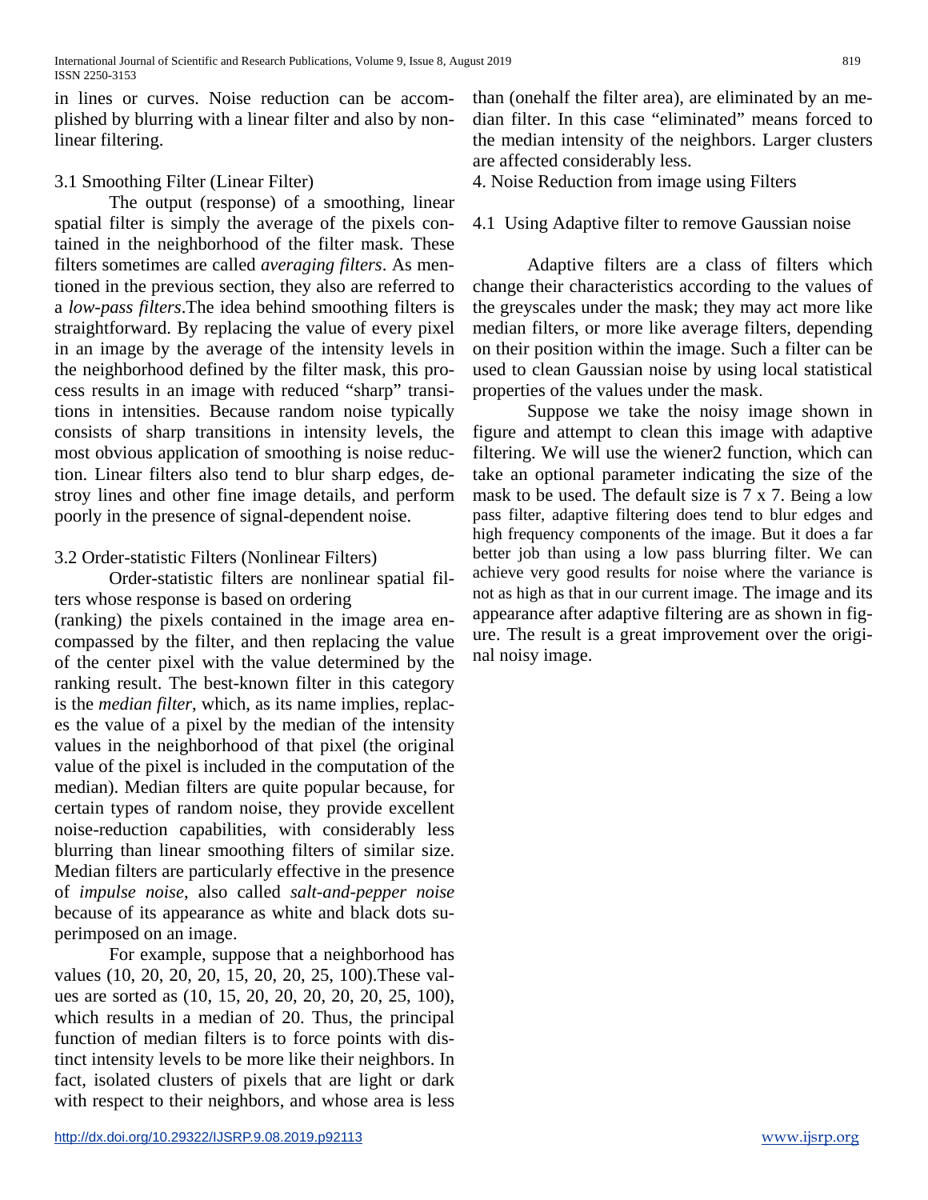in lines or curves. Noise reduction can be accomplished by blurring with a linear filter and also by nonlinear filtering.

### 3.1 Smoothing Filter (Linear Filter)

The output (response) of a smoothing, linear spatial filter is simply the average of the pixels contained in the neighborhood of the filter mask. These filters sometimes are called *averaging filters*. As mentioned in the previous section, they also are referred to a *low-pass filters*.The idea behind smoothing filters is straightforward. By replacing the value of every pixel in an image by the average of the intensity levels in the neighborhood defined by the filter mask, this process results in an image with reduced "sharp" transitions in intensities. Because random noise typically consists of sharp transitions in intensity levels, the most obvious application of smoothing is noise reduction. Linear filters also tend to blur sharp edges, destroy lines and other fine image details, and perform poorly in the presence of signal-dependent noise.

### 3.2 Order-statistic Filters (Nonlinear Filters)

Order-statistic filters are nonlinear spatial filters whose response is based on ordering (ranking) the pixels contained in the image area encompassed by the filter, and then replacing the value of the center pixel with the value determined by the ranking result. The best-known filter in this category is the *median filter*, which, as its name implies, replaces the value of a pixel by the median of the intensity values in the neighborhood of that pixel (the original value of the pixel is included in the computation of the median). Median filters are quite popular because, for certain types of random noise, they provide excellent noise-reduction capabilities, with considerably less blurring than linear smoothing filters of similar size. Median filters are particularly effective in the presence of *impulse noise*, also called *salt-and-pepper noise* because of its appearance as white and black dots superimposed on an image.

For example, suppose that a neighborhood has values (10, 20, 20, 20, 15, 20, 20, 25, 100).These values are sorted as (10, 15, 20, 20, 20, 20, 20, 25, 100), which results in a median of 20. Thus, the principal function of median filters is to force points with distinct intensity levels to be more like their neighbors. In fact, isolated clusters of pixels that are light or dark with respect to their neighbors, and whose area is less than (onehalf the filter area), are eliminated by an median filter. In this case "eliminated" means forced to the median intensity of the neighbors. Larger clusters are affected considerably less.

## 4. Noise Reduction from image using Filters

### 4.1 Using Adaptive filter to remove Gaussian noise

Adaptive filters are a class of filters which change their characteristics according to the values of the greyscales under the mask; they may act more like median filters, or more like average filters, depending on their position within the image. Such a filter can be used to clean Gaussian noise by using local statistical properties of the values under the mask.

Suppose we take the noisy image shown in figure and attempt to clean this image with adaptive filtering. We will use the wiener2 function, which can take an optional parameter indicating the size of the mask to be used. The default size is 7 x 7. Being a low pass filter, adaptive filtering does tend to blur edges and high frequency components of the image. But it does a far better job than using a low pass blurring filter. We can achieve very good results for noise where the variance is not as high as that in our current image. The image and its appearance after adaptive filtering are as shown in figure. The result is a great improvement over the original noisy image.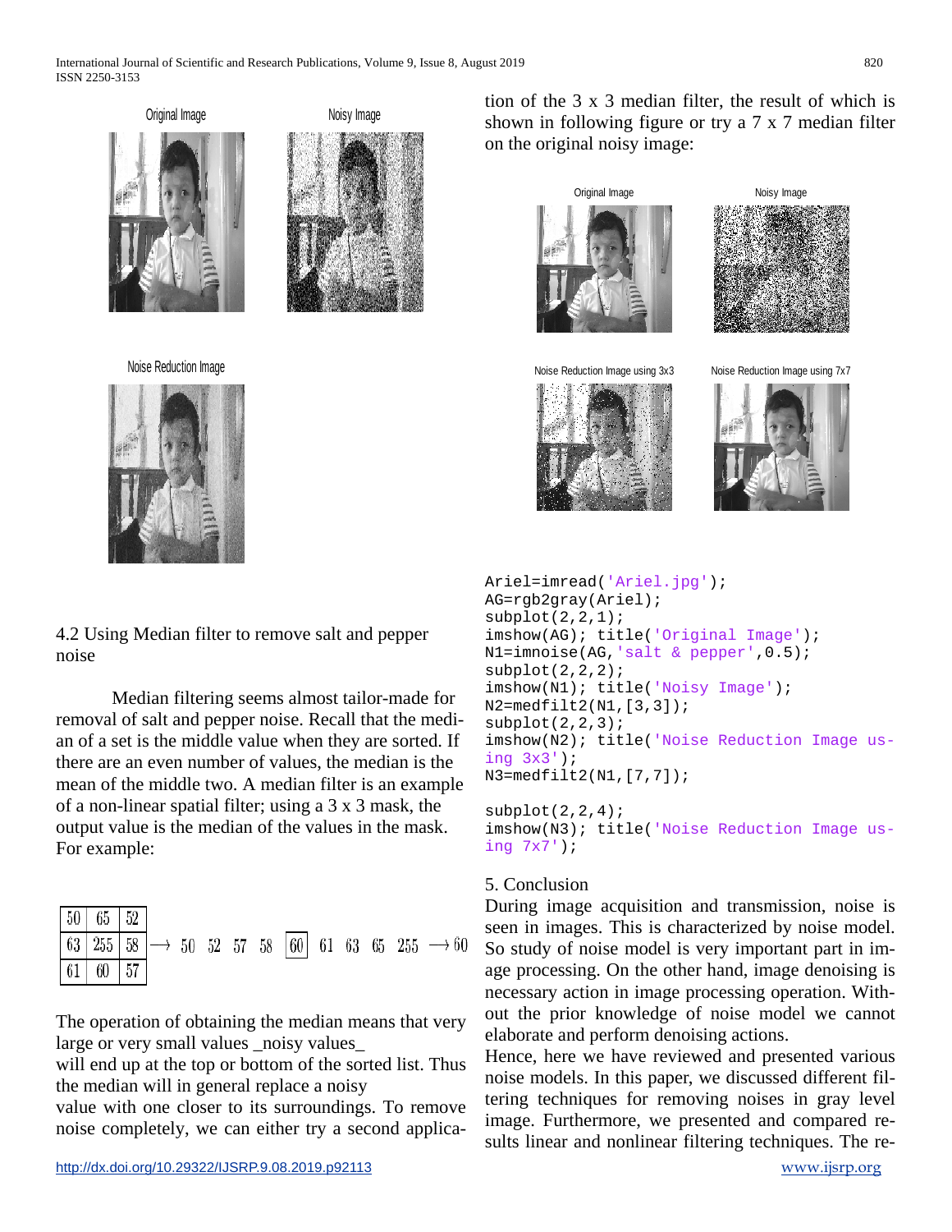Original Image

Noisy Image

Noise Reduction Image

4.2 Using Median filter to remove salt and pepper noise

Median filtering seems almost tailor-made for removal of salt and pepper noise. Recall that the median of a set is the middle value when they are sorted. If there are an even number of values, the median is the mean of the middle two. A median filter is an example of a non-linear spatial filter; using a 3 x 3 mask, the output value is the median of the values in the mask. For example:

| 50 | 65 | 52 |
|---|---|---|
| 63 | 255 | 58 |
| 61 | 60 | 57 |

$\longrightarrow$ 50 52 57 58 [60] 61 63 65 255 $\longrightarrow$ 60

The operation of obtaining the median means that very large or very small values _noisy values_
will end up at the top or bottom of the sorted list. Thus the median will in general replace a noisy
value with one closer to its surroundings. To remove noise completely, we can either try a second application of the 3 x 3 median filter, the result of which is shown in following figure or try a 7 x 7 median filter on the original noisy image:

Original Image

Noisy Image

Noise Reduction Image using 3x3

Noise Reduction Image using 7x7

```
Ariel=imread('Ariel.jpg');
AG=rgb2gray(Ariel);
subplot(2,2,1);
imshow(AG); title('Original Image');
N1=imnoise(AG,'salt & pepper',0.5);
subplot(2,2,2);
imshow(N1); title('Noisy Image');
N2=medfilt2(N1,[3,3]);
subplot(2,2,3);
imshow(N2); title('Noise Reduction Image us-
ing 3x3');
N3=medfilt2(N1,[7,7]);

subplot(2,2,4);
imshow(N3); title('Noise Reduction Image us-
ing 7x7');
```

5. Conclusion

During image acquisition and transmission, noise is seen in images. This is characterized by noise model. So study of noise model is very important part in image processing. On the other hand, image denoising is necessary action in image processing operation. Without the prior knowledge of noise model we cannot elaborate and perform denoising actions.

Hence, here we have reviewed and presented various noise models. In this paper, we discussed different filtering techniques for removing noises in gray level image. Furthermore, we presented and compared results linear and nonlinear filtering techniques. The re-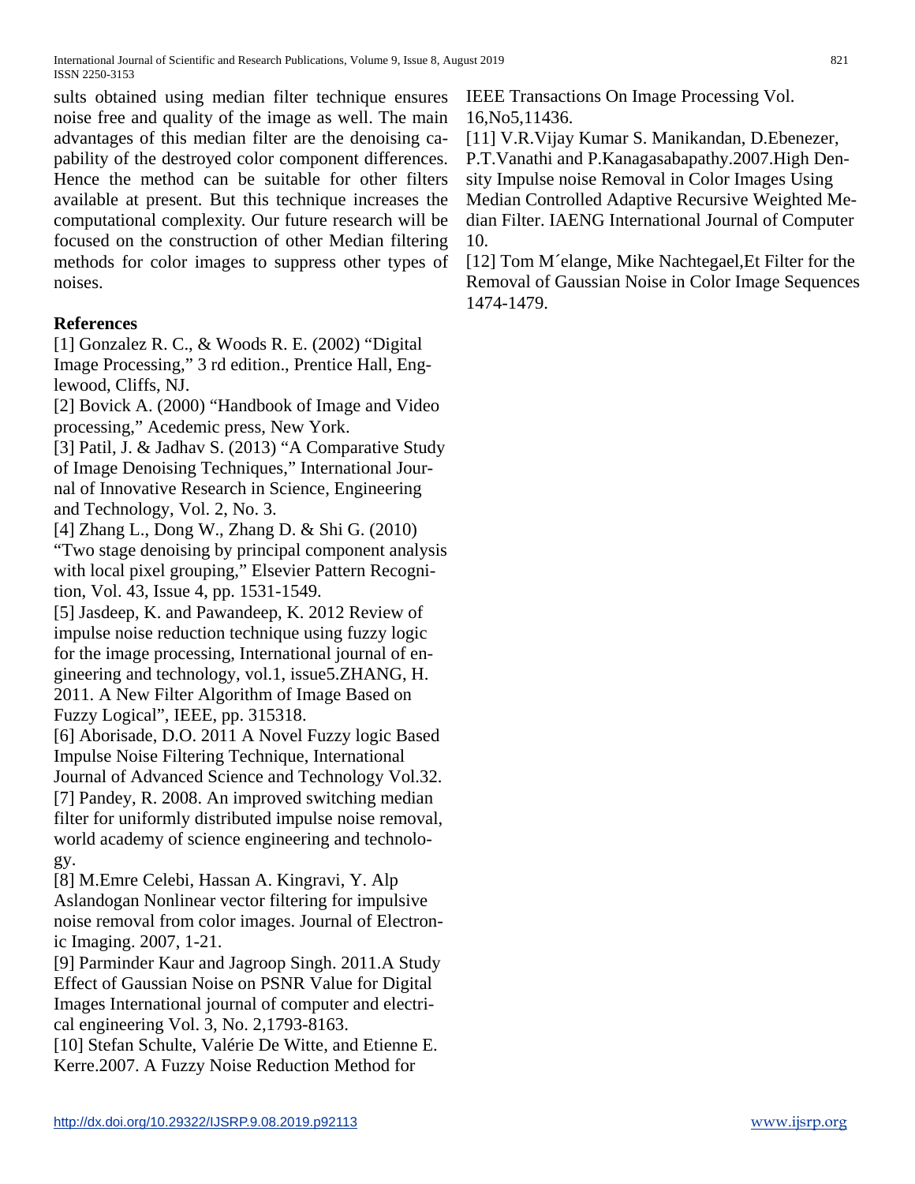sults obtained using median filter technique ensures noise free and quality of the image as well. The main advantages of this median filter are the denoising capability of the destroyed color component differences. Hence the method can be suitable for other filters available at present. But this technique increases the computational complexity. Our future research will be focused on the construction of other Median filtering methods for color images to suppress other types of noises.

**References**

[1] Gonzalez R. C., & Woods R. E. (2002) "Digital Image Processing," 3 rd edition., Prentice Hall, Englewood, Cliffs, NJ.

[2] Bovick A. (2000) "Handbook of Image and Video processing," Acedemic press, New York.

[3] Patil, J. & Jadhav S. (2013) "A Comparative Study of Image Denoising Techniques," International Journal of Innovative Research in Science, Engineering and Technology, Vol. 2, No. 3.

[4] Zhang L., Dong W., Zhang D. & Shi G. (2010) "Two stage denoising by principal component analysis with local pixel grouping," Elsevier Pattern Recognition, Vol. 43, Issue 4, pp. 1531-1549.

[5] Jasdeep, K. and Pawandeep, K. 2012 Review of impulse noise reduction technique using fuzzy logic for the image processing, International journal of engineering and technology, vol.1, issue5.ZHANG, H. 2011. A New Filter Algorithm of Image Based on Fuzzy Logical", IEEE, pp. 315318.

[6] Aborisade, D.O. 2011 A Novel Fuzzy logic Based Impulse Noise Filtering Technique, International Journal of Advanced Science and Technology Vol.32.

[7] Pandey, R. 2008. An improved switching median filter for uniformly distributed impulse noise removal, world academy of science engineering and technology.

[8] M.Emre Celebi, Hassan A. Kingravi, Y. Alp Aslandogan Nonlinear vector filtering for impulsive noise removal from color images. Journal of Electronic Imaging. 2007, 1-21.

[9] Parminder Kaur and Jagroop Singh. 2011.A Study Effect of Gaussian Noise on PSNR Value for Digital Images International journal of computer and electrical engineering Vol. 3, No. 2,1793-8163.

[10] Stefan Schulte, Valérie De Witte, and Etienne E. Kerre.2007. A Fuzzy Noise Reduction Method for IEEE Transactions On Image Processing Vol. 16,No5,11436.

[11] V.R.Vijay Kumar S. Manikandan, D.Ebenezer, P.T.Vanathi and P.Kanagasabapathy.2007.High Density Impulse noise Removal in Color Images Using Median Controlled Adaptive Recursive Weighted Median Filter. IAENG International Journal of Computer 10.

[12] Tom M´elange, Mike Nachtegael,Et Filter for the Removal of Gaussian Noise in Color Image Sequences 1474-1479.